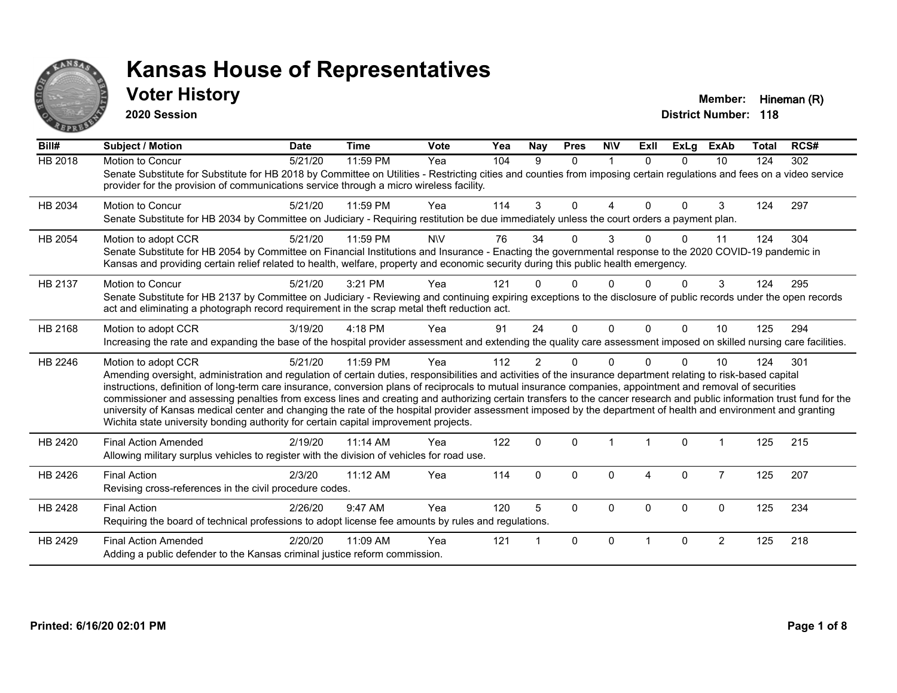# Kansas House of Representatives

## Voter History

**2020 Session**

**Member:** Hineman (R)
**District Number:** 118

| Bill# | Subject / Motion | Date | Time | Vote | Yea | Nay | Pres | N\V | ExII | ExLg | ExAb | Total | RCS# |
|---|---|---|---|---|---|---|---|---|---|---|---|---|---|
| HB 2018 | Motion to Concur | 5/21/20 | 11:59 PM | Yea | 104 | 9 | 0 | 1 | 0 | 0 | 10 | 124 | 302 |
| | Senate Substitute for Substitute for HB 2018 by Committee on Utilities - Restricting cities and counties from imposing certain regulations and fees on a video service provider for the provision of communications service through a micro wireless facility. | | | | | | | | | | | | |
| HB 2034 | Motion to Concur | 5/21/20 | 11:59 PM | Yea | 114 | 3 | 0 | 4 | 0 | 0 | 3 | 124 | 297 |
| | Senate Substitute for HB 2034 by Committee on Judiciary - Requiring restitution be due immediately unless the court orders a payment plan. | | | | | | | | | | | | |
| HB 2054 | Motion to adopt CCR | 5/21/20 | 11:59 PM | N\V | 76 | 34 | 0 | 3 | 0 | 0 | 11 | 124 | 304 |
| | Senate Substitute for HB 2054 by Committee on Financial Institutions and Insurance - Enacting the governmental response to the 2020 COVID-19 pandemic in Kansas and providing certain relief related to health, welfare, property and economic security during this public health emergency. | | | | | | | | | | | | |
| HB 2137 | Motion to Concur | 5/21/20 | 3:21 PM | Yea | 121 | 0 | 0 | 0 | 0 | 0 | 3 | 124 | 295 |
| | Senate Substitute for HB 2137 by Committee on Judiciary - Reviewing and continuing expiring exceptions to the disclosure of public records under the open records act and eliminating a photograph record requirement in the scrap metal theft reduction act. | | | | | | | | | | | | |
| HB 2168 | Motion to adopt CCR | 3/19/20 | 4:18 PM | Yea | 91 | 24 | 0 | 0 | 0 | 0 | 10 | 125 | 294 |
| | Increasing the rate and expanding the base of the hospital provider assessment and extending the quality care assessment imposed on skilled nursing care facilities. | | | | | | | | | | | | |
| HB 2246 | Motion to adopt CCR | 5/21/20 | 11:59 PM | Yea | 112 | 2 | 0 | 0 | 0 | 0 | 10 | 124 | 301 |
| | Amending oversight, administration and regulation of certain duties, responsibilities and activities of the insurance department relating to risk-based capital instructions, definition of long-term care insurance, conversion plans of reciprocals to mutual insurance companies, appointment and removal of securities commissioner and assessing penalties from excess lines and creating and authorizing certain transfers to the cancer research and public information trust fund for the university of Kansas medical center and changing the rate of the hospital provider assessment imposed by the department of health and environment and granting Wichita state university bonding authority for certain capital improvement projects. | | | | | | | | | | | | |
| HB 2420 | Final Action Amended | 2/19/20 | 11:14 AM | Yea | 122 | 0 | 0 | 1 | 1 | 0 | 1 | 125 | 215 |
| | Allowing military surplus vehicles to register with the division of vehicles for road use. | | | | | | | | | | | | |
| HB 2426 | Final Action | 2/3/20 | 11:12 AM | Yea | 114 | 0 | 0 | 0 | 4 | 0 | 7 | 125 | 207 |
| | Revising cross-references in the civil procedure codes. | | | | | | | | | | | | |
| HB 2428 | Final Action | 2/26/20 | 9:47 AM | Yea | 120 | 5 | 0 | 0 | 0 | 0 | 0 | 125 | 234 |
| | Requiring the board of technical professions to adopt license fee amounts by rules and regulations. | | | | | | | | | | | | |
| HB 2429 | Final Action Amended | 2/20/20 | 11:09 AM | Yea | 121 | 1 | 0 | 0 | 1 | 0 | 2 | 125 | 218 |
| | Adding a public defender to the Kansas criminal justice reform commission. | | | | | | | | | | | | |

**Printed: 6/16/20 02:01 PM**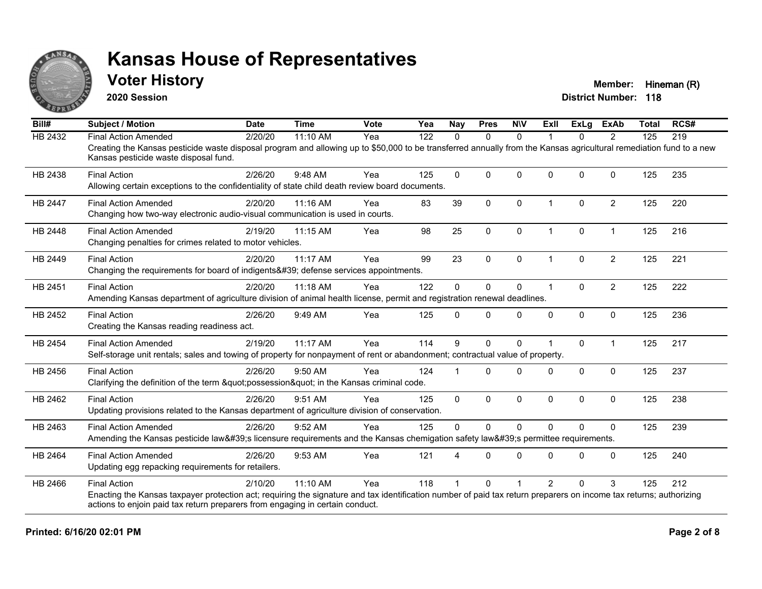# Kansas House of Representatives

## Voter History

**2020 Session**

**Member:** Hineman (R)

**District Number:** 118

| Bill# | Subject / Motion | Date | Time | Vote | Yea | Nay | Pres | N\V | ExII | ExLg | ExAb | Total | RCS# |
|---|---|---|---|---|---|---|---|---|---|---|---|---|---|
| HB 2432 | Final Action Amended | 2/20/20 | 11:10 AM | Yea | 122 | 0 | 0 | 0 | 1 | 0 | 2 | 125 | 219 |
| | Creating the Kansas pesticide waste disposal program and allowing up to $50,000 to be transferred annually from the Kansas agricultural remediation fund to a new Kansas pesticide waste disposal fund. | | | | | | | | | | | | |
| HB 2438 | Final Action | 2/26/20 | 9:48 AM | Yea | 125 | 0 | 0 | 0 | 0 | 0 | 0 | 125 | 235 |
| | Allowing certain exceptions to the confidentiality of state child death review board documents. | | | | | | | | | | | | |
| HB 2447 | Final Action Amended | 2/20/20 | 11:16 AM | Yea | 83 | 39 | 0 | 0 | 1 | 0 | 2 | 125 | 220 |
| | Changing how two-way electronic audio-visual communication is used in courts. | | | | | | | | | | | | |
| HB 2448 | Final Action Amended | 2/19/20 | 11:15 AM | Yea | 98 | 25 | 0 | 0 | 1 | 0 | 1 | 125 | 216 |
| | Changing penalties for crimes related to motor vehicles. | | | | | | | | | | | | |
| HB 2449 | Final Action | 2/20/20 | 11:17 AM | Yea | 99 | 23 | 0 | 0 | 1 | 0 | 2 | 125 | 221 |
| | Changing the requirements for board of indigents&#39; defense services appointments. | | | | | | | | | | | | |
| HB 2451 | Final Action | 2/20/20 | 11:18 AM | Yea | 122 | 0 | 0 | 0 | 1 | 0 | 2 | 125 | 222 |
| | Amending Kansas department of agriculture division of animal health license, permit and registration renewal deadlines. | | | | | | | | | | | | |
| HB 2452 | Final Action | 2/26/20 | 9:49 AM | Yea | 125 | 0 | 0 | 0 | 0 | 0 | 0 | 125 | 236 |
| | Creating the Kansas reading readiness act. | | | | | | | | | | | | |
| HB 2454 | Final Action Amended | 2/19/20 | 11:17 AM | Yea | 114 | 9 | 0 | 0 | 1 | 0 | 1 | 125 | 217 |
| | Self-storage unit rentals; sales and towing of property for nonpayment of rent or abandonment; contractual value of property. | | | | | | | | | | | | |
| HB 2456 | Final Action | 2/26/20 | 9:50 AM | Yea | 124 | 1 | 0 | 0 | 0 | 0 | 0 | 125 | 237 |
| | Clarifying the definition of the term &quot;possession&quot; in the Kansas criminal code. | | | | | | | | | | | | |
| HB 2462 | Final Action | 2/26/20 | 9:51 AM | Yea | 125 | 0 | 0 | 0 | 0 | 0 | 0 | 125 | 238 |
| | Updating provisions related to the Kansas department of agriculture division of conservation. | | | | | | | | | | | | |
| HB 2463 | Final Action Amended | 2/26/20 | 9:52 AM | Yea | 125 | 0 | 0 | 0 | 0 | 0 | 0 | 125 | 239 |
| | Amending the Kansas pesticide law&#39;s licensure requirements and the Kansas chemigation safety law&#39;s permittee requirements. | | | | | | | | | | | | |
| HB 2464 | Final Action Amended | 2/26/20 | 9:53 AM | Yea | 121 | 4 | 0 | 0 | 0 | 0 | 0 | 125 | 240 |
| | Updating egg repacking requirements for retailers. | | | | | | | | | | | | |
| HB 2466 | Final Action | 2/10/20 | 11:10 AM | Yea | 118 | 1 | 0 | 1 | 2 | 0 | 3 | 125 | 212 |
| | Enacting the Kansas taxpayer protection act; requiring the signature and tax identification number of paid tax return preparers on income tax returns; authorizing actions to enjoin paid tax return preparers from engaging in certain conduct. | | | | | | | | | | | | |

**Printed: 6/16/20 02:01 PM**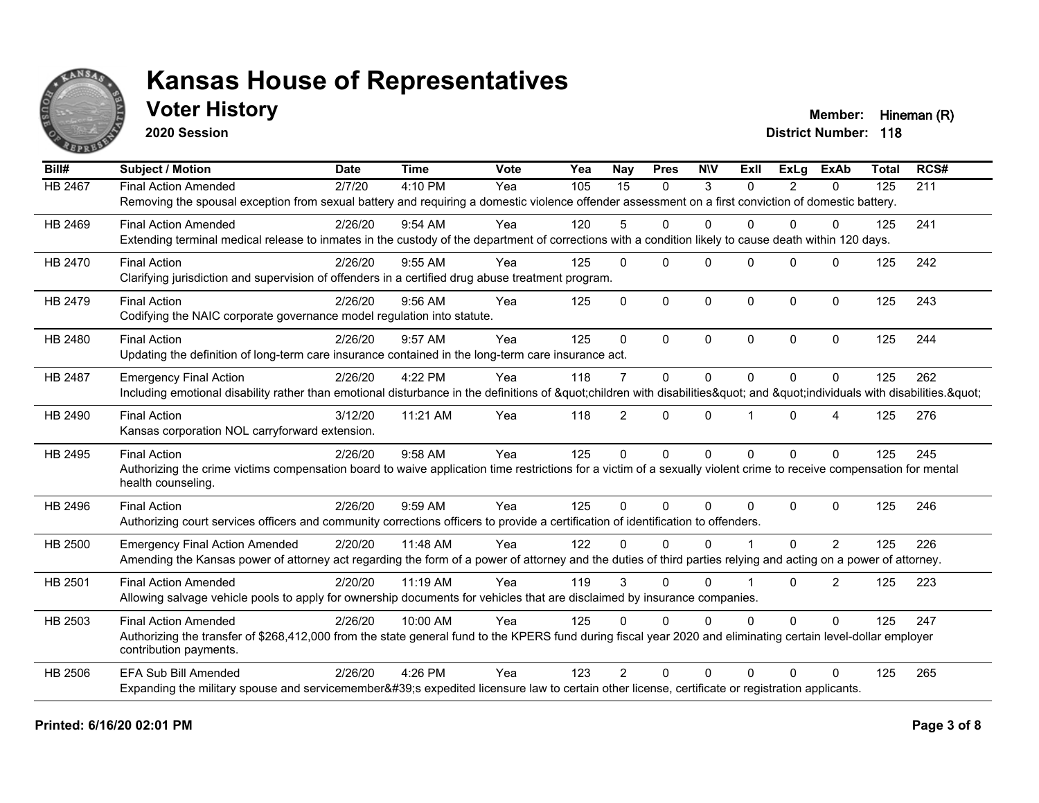# Kansas House of Representatives

## Voter History

**2020 Session**

**Member:** Hineman (R)
**District Number:** 118

| Bill# | Subject / Motion | Date | Time | Vote | Yea | Nay | Pres | N\V | ExII | ExLg | ExAb | Total | RCS# |
|---|---|---|---|---|---|---|---|---|---|---|---|---|---|
| HB 2467 | Final Action Amended | 2/7/20 | 4:10 PM | Yea | 105 | 15 | 0 | 3 | 0 | 2 | 0 | 125 | 211 |
| | Removing the spousal exception from sexual battery and requiring a domestic violence offender assessment on a first conviction of domestic battery. | | | | | | | | | | | | |
| HB 2469 | Final Action Amended | 2/26/20 | 9:54 AM | Yea | 120 | 5 | 0 | 0 | 0 | 0 | 0 | 125 | 241 |
| | Extending terminal medical release to inmates in the custody of the department of corrections with a condition likely to cause death within 120 days. | | | | | | | | | | | | |
| HB 2470 | Final Action | 2/26/20 | 9:55 AM | Yea | 125 | 0 | 0 | 0 | 0 | 0 | 0 | 125 | 242 |
| | Clarifying jurisdiction and supervision of offenders in a certified drug abuse treatment program. | | | | | | | | | | | | |
| HB 2479 | Final Action | 2/26/20 | 9:56 AM | Yea | 125 | 0 | 0 | 0 | 0 | 0 | 0 | 125 | 243 |
| | Codifying the NAIC corporate governance model regulation into statute. | | | | | | | | | | | | |
| HB 2480 | Final Action | 2/26/20 | 9:57 AM | Yea | 125 | 0 | 0 | 0 | 0 | 0 | 0 | 125 | 244 |
| | Updating the definition of long-term care insurance contained in the long-term care insurance act. | | | | | | | | | | | | |
| HB 2487 | Emergency Final Action | 2/26/20 | 4:22 PM | Yea | 118 | 7 | 0 | 0 | 0 | 0 | 0 | 125 | 262 |
| | Including emotional disability rather than emotional disturbance in the definitions of &quot;children with disabilities&quot; and &quot;individuals with disabilities.&quot; | | | | | | | | | | | | |
| HB 2490 | Final Action | 3/12/20 | 11:21 AM | Yea | 118 | 2 | 0 | 0 | 1 | 0 | 4 | 125 | 276 |
| | Kansas corporation NOL carryforward extension. | | | | | | | | | | | | |
| HB 2495 | Final Action | 2/26/20 | 9:58 AM | Yea | 125 | 0 | 0 | 0 | 0 | 0 | 0 | 125 | 245 |
| | Authorizing the crime victims compensation board to waive application time restrictions for a victim of a sexually violent crime to receive compensation for mental health counseling. | | | | | | | | | | | | |
| HB 2496 | Final Action | 2/26/20 | 9:59 AM | Yea | 125 | 0 | 0 | 0 | 0 | 0 | 0 | 125 | 246 |
| | Authorizing court services officers and community corrections officers to provide a certification of identification to offenders. | | | | | | | | | | | | |
| HB 2500 | Emergency Final Action Amended | 2/20/20 | 11:48 AM | Yea | 122 | 0 | 0 | 0 | 1 | 0 | 2 | 125 | 226 |
| | Amending the Kansas power of attorney act regarding the form of a power of attorney and the duties of third parties relying and acting on a power of attorney. | | | | | | | | | | | | |
| HB 2501 | Final Action Amended | 2/20/20 | 11:19 AM | Yea | 119 | 3 | 0 | 0 | 1 | 0 | 2 | 125 | 223 |
| | Allowing salvage vehicle pools to apply for ownership documents for vehicles that are disclaimed by insurance companies. | | | | | | | | | | | | |
| HB 2503 | Final Action Amended | 2/26/20 | 10:00 AM | Yea | 125 | 0 | 0 | 0 | 0 | 0 | 0 | 125 | 247 |
| | Authorizing the transfer of $268,412,000 from the state general fund to the KPERS fund during fiscal year 2020 and eliminating certain level-dollar employer contribution payments. | | | | | | | | | | | | |
| HB 2506 | EFA Sub Bill Amended | 2/26/20 | 4:26 PM | Yea | 123 | 2 | 0 | 0 | 0 | 0 | 0 | 125 | 265 |
| | Expanding the military spouse and servicemember&#39;s expedited licensure law to certain other license, certificate or registration applicants. | | | | | | | | | | | | |

**Printed: 6/16/20 02:01 PM**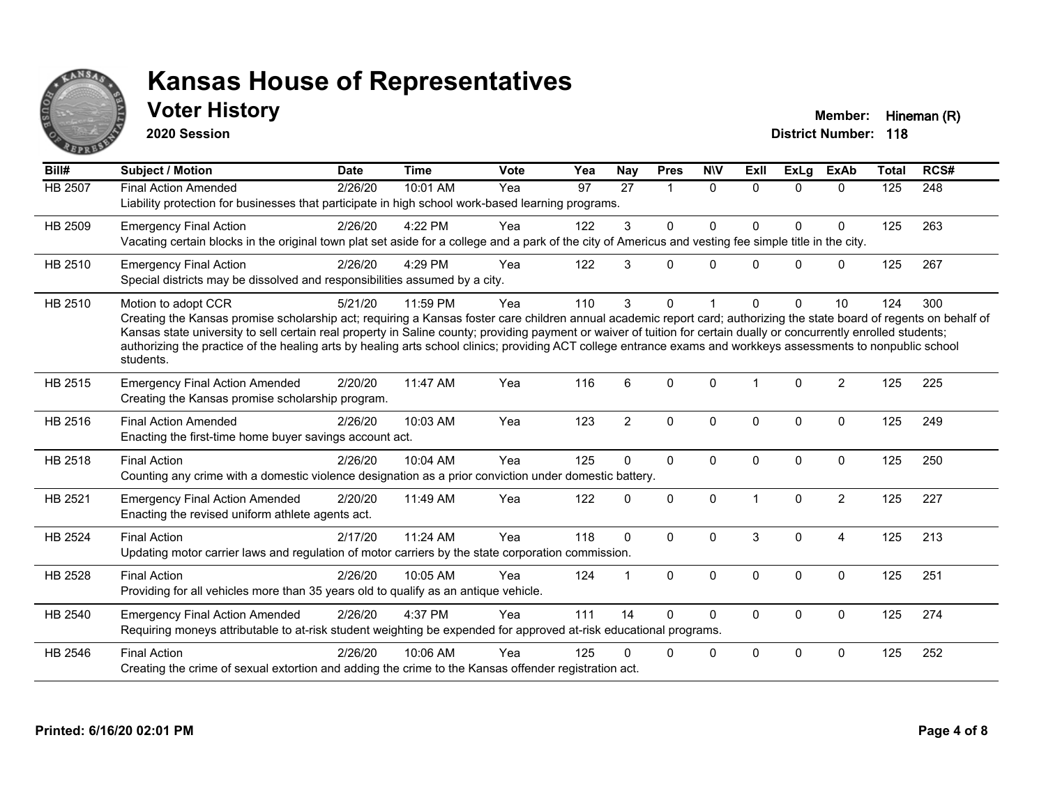# Kansas House of Representatives

## Voter History

**2020 Session**

**Member:** Hineman (R)
**District Number:** 118

| Bill# | Subject / Motion | Date | Time | Vote | Yea | Nay | Pres | N\V | ExII | ExLg | ExAb | Total | RCS# |
|---|---|---|---|---|---|---|---|---|---|---|---|---|---|
| HB 2507 | Final Action Amended | 2/26/20 | 10:01 AM | Yea | 97 | 27 | 1 | 0 | 0 | 0 | 0 | 125 | 248 |
| | Liability protection for businesses that participate in high school work-based learning programs. | | | | | | | | | | | | |
| HB 2509 | Emergency Final Action | 2/26/20 | 4:22 PM | Yea | 122 | 3 | 0 | 0 | 0 | 0 | 0 | 125 | 263 |
| | Vacating certain blocks in the original town plat set aside for a college and a park of the city of Americus and vesting fee simple title in the city. | | | | | | | | | | | | |
| HB 2510 | Emergency Final Action | 2/26/20 | 4:29 PM | Yea | 122 | 3 | 0 | 0 | 0 | 0 | 0 | 125 | 267 |
| | Special districts may be dissolved and responsibilities assumed by a city. | | | | | | | | | | | | |
| HB 2510 | Motion to adopt CCR | 5/21/20 | 11:59 PM | Yea | 110 | 3 | 0 | 1 | 0 | 0 | 10 | 124 | 300 |
| | Creating the Kansas promise scholarship act; requiring a Kansas foster care children annual academic report card; authorizing the state board of regents on behalf of Kansas state university to sell certain real property in Saline county; providing payment or waiver of tuition for certain dually or concurrently enrolled students; authorizing the practice of the healing arts by healing arts school clinics; providing ACT college entrance exams and workkeys assessments to nonpublic school students. | | | | | | | | | | | | |
| HB 2515 | Emergency Final Action Amended | 2/20/20 | 11:47 AM | Yea | 116 | 6 | 0 | 0 | 1 | 0 | 2 | 125 | 225 |
| | Creating the Kansas promise scholarship program. | | | | | | | | | | | | |
| HB 2516 | Final Action Amended | 2/26/20 | 10:03 AM | Yea | 123 | 2 | 0 | 0 | 0 | 0 | 0 | 125 | 249 |
| | Enacting the first-time home buyer savings account act. | | | | | | | | | | | | |
| HB 2518 | Final Action | 2/26/20 | 10:04 AM | Yea | 125 | 0 | 0 | 0 | 0 | 0 | 0 | 125 | 250 |
| | Counting any crime with a domestic violence designation as a prior conviction under domestic battery. | | | | | | | | | | | | |
| HB 2521 | Emergency Final Action Amended | 2/20/20 | 11:49 AM | Yea | 122 | 0 | 0 | 0 | 1 | 0 | 2 | 125 | 227 |
| | Enacting the revised uniform athlete agents act. | | | | | | | | | | | | |
| HB 2524 | Final Action | 2/17/20 | 11:24 AM | Yea | 118 | 0 | 0 | 0 | 3 | 0 | 4 | 125 | 213 |
| | Updating motor carrier laws and regulation of motor carriers by the state corporation commission. | | | | | | | | | | | | |
| HB 2528 | Final Action | 2/26/20 | 10:05 AM | Yea | 124 | 1 | 0 | 0 | 0 | 0 | 0 | 125 | 251 |
| | Providing for all vehicles more than 35 years old to qualify as an antique vehicle. | | | | | | | | | | | | |
| HB 2540 | Emergency Final Action Amended | 2/26/20 | 4:37 PM | Yea | 111 | 14 | 0 | 0 | 0 | 0 | 0 | 125 | 274 |
| | Requiring moneys attributable to at-risk student weighting be expended for approved at-risk educational programs. | | | | | | | | | | | | |
| HB 2546 | Final Action | 2/26/20 | 10:06 AM | Yea | 125 | 0 | 0 | 0 | 0 | 0 | 0 | 125 | 252 |
| | Creating the crime of sexual extortion and adding the crime to the Kansas offender registration act. | | | | | | | | | | | | |

**Printed: 6/16/20 02:01 PM**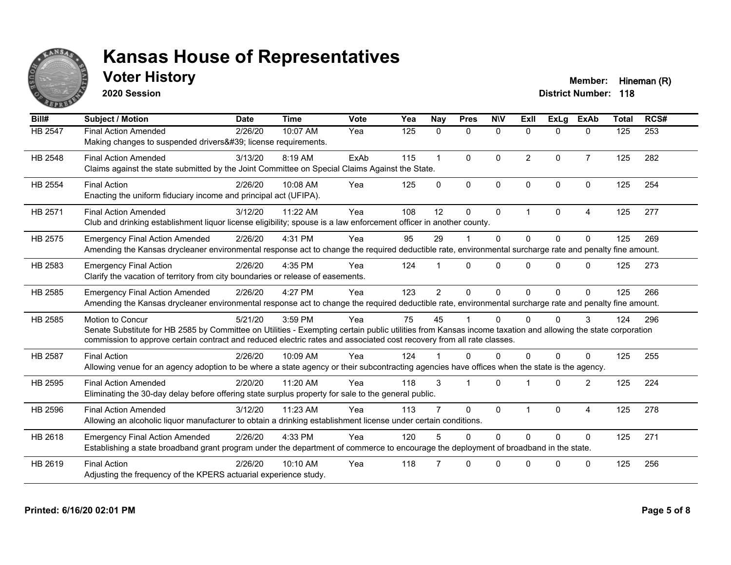# Kansas House of Representatives

## Voter History

**2020 Session**

**Member:** Hineman (R)
**District Number:** 118

| Bill# | Subject / Motion | Date | Time | Vote | Yea | Nay | Pres | N\V | ExII | ExLg | ExAb | Total | RCS# |
|---|---|---|---|---|---|---|---|---|---|---|---|---|---|
| HB 2547 | Final Action Amended | 2/26/20 | 10:07 AM | Yea | 125 | 0 | 0 | 0 | 0 | 0 | 0 | 125 | 253 |
| | Making changes to suspended drivers&#39; license requirements. | | | | | | | | | | | | |
| HB 2548 | Final Action Amended | 3/13/20 | 8:19 AM | ExAb | 115 | 1 | 0 | 0 | 2 | 0 | 7 | 125 | 282 |
| | Claims against the state submitted by the Joint Committee on Special Claims Against the State. | | | | | | | | | | | | |
| HB 2554 | Final Action | 2/26/20 | 10:08 AM | Yea | 125 | 0 | 0 | 0 | 0 | 0 | 0 | 125 | 254 |
| | Enacting the uniform fiduciary income and principal act (UFIPA). | | | | | | | | | | | | |
| HB 2571 | Final Action Amended | 3/12/20 | 11:22 AM | Yea | 108 | 12 | 0 | 0 | 1 | 0 | 4 | 125 | 277 |
| | Club and drinking establishment liquor license eligibility; spouse is a law enforcement officer in another county. | | | | | | | | | | | | |
| HB 2575 | Emergency Final Action Amended | 2/26/20 | 4:31 PM | Yea | 95 | 29 | 1 | 0 | 0 | 0 | 0 | 125 | 269 |
| | Amending the Kansas drycleaner environmental response act to change the required deductible rate, environmental surcharge rate and penalty fine amount. | | | | | | | | | | | | |
| HB 2583 | Emergency Final Action | 2/26/20 | 4:35 PM | Yea | 124 | 1 | 0 | 0 | 0 | 0 | 0 | 125 | 273 |
| | Clarify the vacation of territory from city boundaries or release of easements. | | | | | | | | | | | | |
| HB 2585 | Emergency Final Action Amended | 2/26/20 | 4:27 PM | Yea | 123 | 2 | 0 | 0 | 0 | 0 | 0 | 125 | 266 |
| | Amending the Kansas drycleaner environmental response act to change the required deductible rate, environmental surcharge rate and penalty fine amount. | | | | | | | | | | | | |
| HB 2585 | Motion to Concur | 5/21/20 | 3:59 PM | Yea | 75 | 45 | 1 | 0 | 0 | 0 | 3 | 124 | 296 |
| | Senate Substitute for HB 2585 by Committee on Utilities - Exempting certain public utilities from Kansas income taxation and allowing the state corporation commission to approve certain contract and reduced electric rates and associated cost recovery from all rate classes. | | | | | | | | | | | | |
| HB 2587 | Final Action | 2/26/20 | 10:09 AM | Yea | 124 | 1 | 0 | 0 | 0 | 0 | 0 | 125 | 255 |
| | Allowing venue for an agency adoption to be where a state agency or their subcontracting agencies have offices when the state is the agency. | | | | | | | | | | | | |
| HB 2595 | Final Action Amended | 2/20/20 | 11:20 AM | Yea | 118 | 3 | 1 | 0 | 1 | 0 | 2 | 125 | 224 |
| | Eliminating the 30-day delay before offering state surplus property for sale to the general public. | | | | | | | | | | | | |
| HB 2596 | Final Action Amended | 3/12/20 | 11:23 AM | Yea | 113 | 7 | 0 | 0 | 1 | 0 | 4 | 125 | 278 |
| | Allowing an alcoholic liquor manufacturer to obtain a drinking establishment license under certain conditions. | | | | | | | | | | | | |
| HB 2618 | Emergency Final Action Amended | 2/26/20 | 4:33 PM | Yea | 120 | 5 | 0 | 0 | 0 | 0 | 0 | 125 | 271 |
| | Establishing a state broadband grant program under the department of commerce to encourage the deployment of broadband in the state. | | | | | | | | | | | | |
| HB 2619 | Final Action | 2/26/20 | 10:10 AM | Yea | 118 | 7 | 0 | 0 | 0 | 0 | 0 | 125 | 256 |
| | Adjusting the frequency of the KPERS actuarial experience study. | | | | | | | | | | | | |

**Printed: 6/16/20 02:01 PM**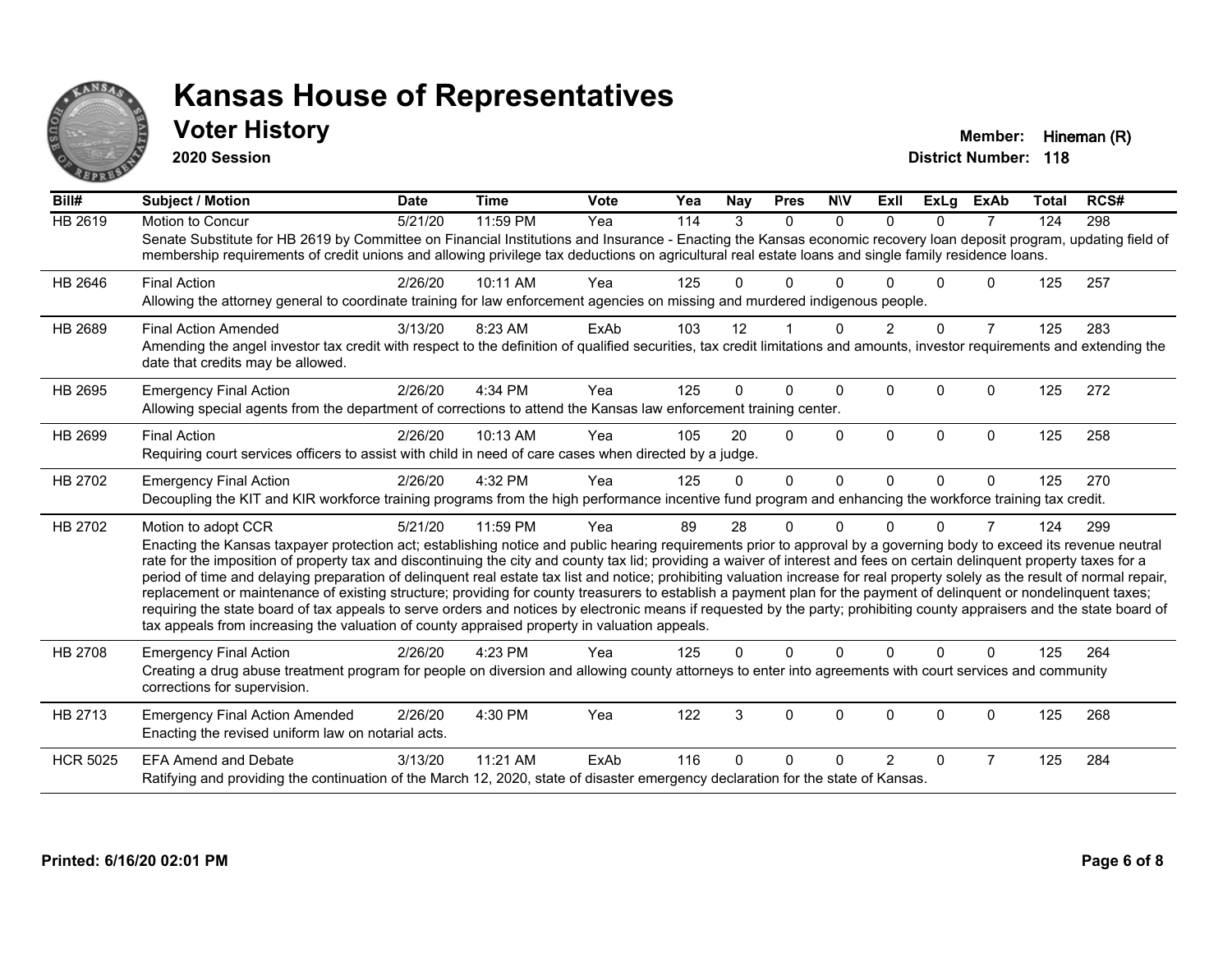# Kansas House of Representatives

## Voter History

**2020 Session**

**Member:** Hineman (R)
**District Number:** 118

| Bill# | Subject / Motion | Date | Time | Vote | Yea | Nay | Pres | N\V | ExII | ExLg | ExAb | Total | RCS# |
|---|---|---|---|---|---|---|---|---|---|---|---|---|---|
| HB 2619 | Motion to Concur | 5/21/20 | 11:59 PM | Yea | 114 | 3 | 0 | 0 | 0 | 0 | 7 | 124 | 298 |
| | Senate Substitute for HB 2619 by Committee on Financial Institutions and Insurance - Enacting the Kansas economic recovery loan deposit program, updating field of membership requirements of credit unions and allowing privilege tax deductions on agricultural real estate loans and single family residence loans. | | | | | | | | | | | | |
| HB 2646 | Final Action | 2/26/20 | 10:11 AM | Yea | 125 | 0 | 0 | 0 | 0 | 0 | 0 | 125 | 257 |
| | Allowing the attorney general to coordinate training for law enforcement agencies on missing and murdered indigenous people. | | | | | | | | | | | | |
| HB 2689 | Final Action Amended | 3/13/20 | 8:23 AM | ExAb | 103 | 12 | 1 | 0 | 2 | 0 | 7 | 125 | 283 |
| | Amending the angel investor tax credit with respect to the definition of qualified securities, tax credit limitations and amounts, investor requirements and extending the date that credits may be allowed. | | | | | | | | | | | | |
| HB 2695 | Emergency Final Action | 2/26/20 | 4:34 PM | Yea | 125 | 0 | 0 | 0 | 0 | 0 | 0 | 125 | 272 |
| | Allowing special agents from the department of corrections to attend the Kansas law enforcement training center. | | | | | | | | | | | | |
| HB 2699 | Final Action | 2/26/20 | 10:13 AM | Yea | 105 | 20 | 0 | 0 | 0 | 0 | 0 | 125 | 258 |
| | Requiring court services officers to assist with child in need of care cases when directed by a judge. | | | | | | | | | | | | |
| HB 2702 | Emergency Final Action | 2/26/20 | 4:32 PM | Yea | 125 | 0 | 0 | 0 | 0 | 0 | 0 | 125 | 270 |
| | Decoupling the KIT and KIR workforce training programs from the high performance incentive fund program and enhancing the workforce training tax credit. | | | | | | | | | | | | |
| HB 2702 | Motion to adopt CCR | 5/21/20 | 11:59 PM | Yea | 89 | 28 | 0 | 0 | 0 | 0 | 7 | 124 | 299 |
| | Enacting the Kansas taxpayer protection act; establishing notice and public hearing requirements prior to approval by a governing body to exceed its revenue neutral rate for the imposition of property tax and discontinuing the city and county tax lid; providing a waiver of interest and fees on certain delinquent property taxes for a period of time and delaying preparation of delinquent real estate tax list and notice; prohibiting valuation increase for real property solely as the result of normal repair, replacement or maintenance of existing structure; providing for county treasurers to establish a payment plan for the payment of delinquent or nondelinquent taxes; requiring the state board of tax appeals to serve orders and notices by electronic means if requested by the party; prohibiting county appraisers and the state board of tax appeals from increasing the valuation of county appraised property in valuation appeals. | | | | | | | | | | | | |
| HB 2708 | Emergency Final Action | 2/26/20 | 4:23 PM | Yea | 125 | 0 | 0 | 0 | 0 | 0 | 0 | 125 | 264 |
| | Creating a drug abuse treatment program for people on diversion and allowing county attorneys to enter into agreements with court services and community corrections for supervision. | | | | | | | | | | | | |
| HB 2713 | Emergency Final Action Amended | 2/26/20 | 4:30 PM | Yea | 122 | 3 | 0 | 0 | 0 | 0 | 0 | 125 | 268 |
| | Enacting the revised uniform law on notarial acts. | | | | | | | | | | | | |
| HCR 5025 | EFA Amend and Debate | 3/13/20 | 11:21 AM | ExAb | 116 | 0 | 0 | 0 | 2 | 0 | 7 | 125 | 284 |
| | Ratifying and providing the continuation of the March 12, 2020, state of disaster emergency declaration for the state of Kansas. | | | | | | | | | | | | |

**Printed: 6/16/20 02:01 PM**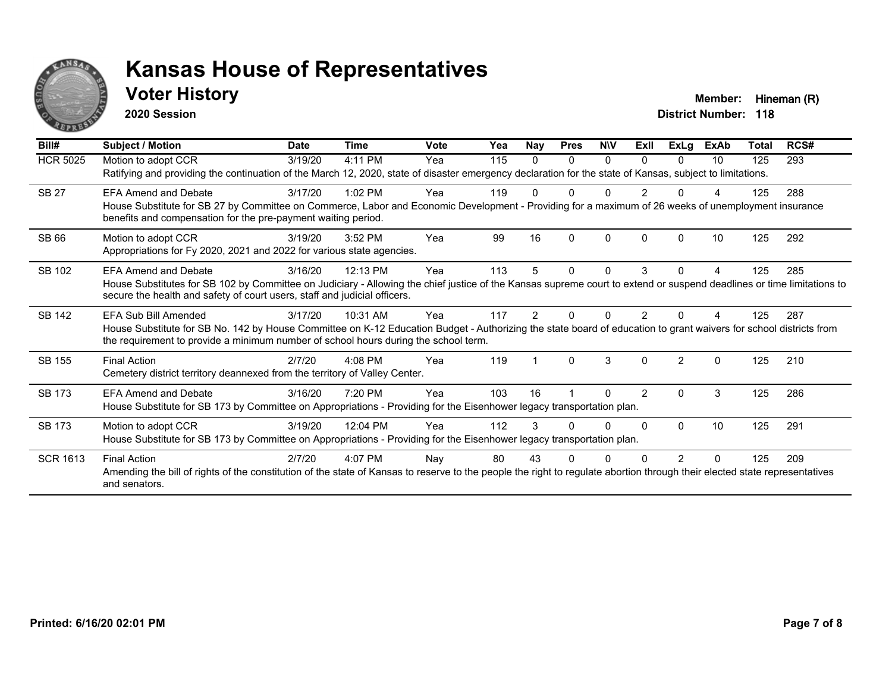# Kansas House of Representatives

## Voter History

**2020 Session**

**Member:** Hineman (R)
**District Number:** 118

| Bill# | Subject / Motion | Date | Time | Vote | Yea | Nay | Pres | N\V | ExII | ExLg | ExAb | Total | RCS# |
|---|---|---|---|---|---|---|---|---|---|---|---|---|---|
| HCR 5025 | Motion to adopt CCR | 3/19/20 | 4:11 PM | Yea | 115 | 0 | 0 | 0 | 0 | 0 | 10 | 125 | 293 |
| | Ratifying and providing the continuation of the March 12, 2020, state of disaster emergency declaration for the state of Kansas, subject to limitations. | | | | | | | | | | | | |
| SB 27 | EFA Amend and Debate | 3/17/20 | 1:02 PM | Yea | 119 | 0 | 0 | 0 | 2 | 0 | 4 | 125 | 288 |
| | House Substitute for SB 27 by Committee on Commerce, Labor and Economic Development - Providing for a maximum of 26 weeks of unemployment insurance benefits and compensation for the pre-payment waiting period. | | | | | | | | | | | | |
| SB 66 | Motion to adopt CCR | 3/19/20 | 3:52 PM | Yea | 99 | 16 | 0 | 0 | 0 | 0 | 10 | 125 | 292 |
| | Appropriations for Fy 2020, 2021 and 2022 for various state agencies. | | | | | | | | | | | | |
| SB 102 | EFA Amend and Debate | 3/16/20 | 12:13 PM | Yea | 113 | 5 | 0 | 0 | 3 | 0 | 4 | 125 | 285 |
| | House Substitutes for SB 102 by Committee on Judiciary - Allowing the chief justice of the Kansas supreme court to extend or suspend deadlines or time limitations to secure the health and safety of court users, staff and judicial officers. | | | | | | | | | | | | |
| SB 142 | EFA Sub Bill Amended | 3/17/20 | 10:31 AM | Yea | 117 | 2 | 0 | 0 | 2 | 0 | 4 | 125 | 287 |
| | House Substitute for SB No. 142 by House Committee on K-12 Education Budget - Authorizing the state board of education to grant waivers for school districts from the requirement to provide a minimum number of school hours during the school term. | | | | | | | | | | | | |
| SB 155 | Final Action | 2/7/20 | 4:08 PM | Yea | 119 | 1 | 0 | 3 | 0 | 2 | 0 | 125 | 210 |
| | Cemetery district territory deannexed from the territory of Valley Center. | | | | | | | | | | | | |
| SB 173 | EFA Amend and Debate | 3/16/20 | 7:20 PM | Yea | 103 | 16 | 1 | 0 | 2 | 0 | 3 | 125 | 286 |
| | House Substitute for SB 173 by Committee on Appropriations - Providing for the Eisenhower legacy transportation plan. | | | | | | | | | | | | |
| SB 173 | Motion to adopt CCR | 3/19/20 | 12:04 PM | Yea | 112 | 3 | 0 | 0 | 0 | 0 | 10 | 125 | 291 |
| | House Substitute for SB 173 by Committee on Appropriations - Providing for the Eisenhower legacy transportation plan. | | | | | | | | | | | | |
| SCR 1613 | Final Action | 2/7/20 | 4:07 PM | Nay | 80 | 43 | 0 | 0 | 0 | 2 | 0 | 125 | 209 |
| | Amending the bill of rights of the constitution of the state of Kansas to reserve to the people the right to regulate abortion through their elected state representatives and senators. | | | | | | | | | | | | |

**Printed: 6/16/20 02:01 PM**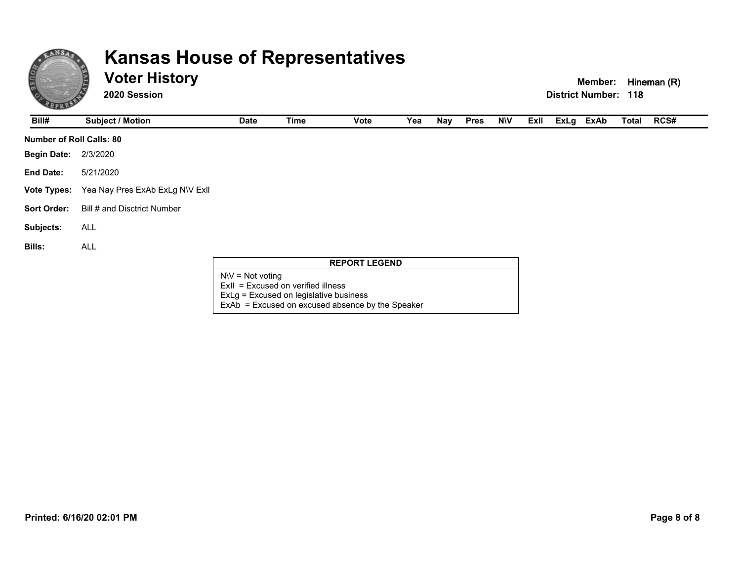# Kansas House of Representatives

## Voter History

**2020 Session**

**Member:** Hineman (R)
**District Number:** 118

| Bill# | Subject / Motion | Date | Time | Vote | Yea | Nay | Pres | N\V | ExIl | ExLg | ExAb | Total | RCS# |
|---|---|---|---|---|---|---|---|---|---|---|---|---|---|

**Number of Roll Calls: 80**

**Begin Date:** 2/3/2020

**End Date:** 5/21/2020

**Vote Types:** Yea Nay Pres ExAb ExLg N\V ExIl

**Sort Order:** Bill # and Disctrict Number

**Subjects:** ALL

**Bills:** ALL

| REPORT LEGEND |
|---|
| N\V = Not voting |
| ExIl = Excused on verified illness |
| ExLg = Excused on legislative business |
| ExAb = Excused on excused absence by the Speaker |

Printed: 6/16/20 02:01 PM